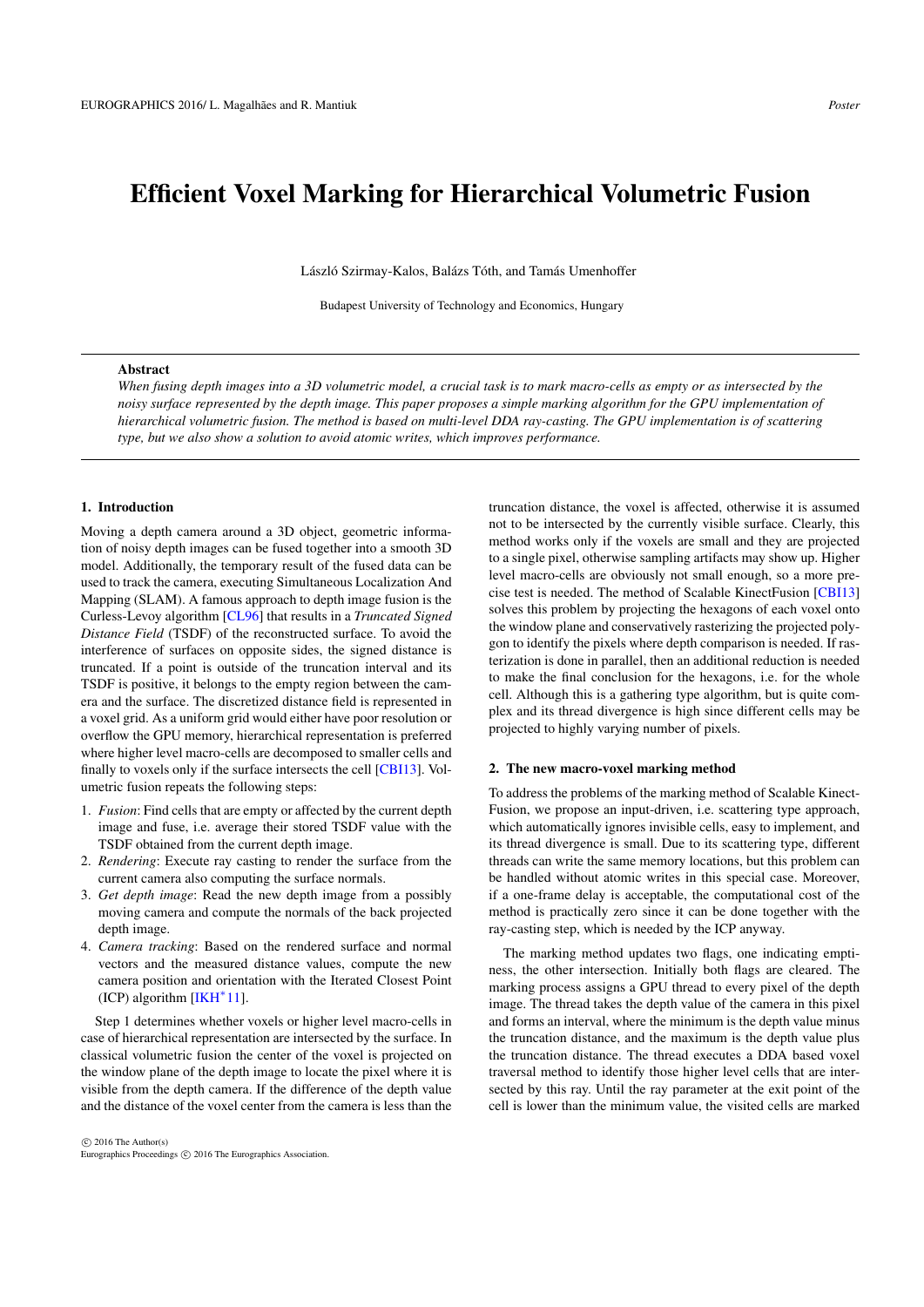# Efficient Voxel Marking for Hierarchical Volumetric Fusion

László Szirmay-Kalos, Balázs Tóth, and Tamás Umenhoffer

Budapest University of Technology and Economics, Hungary

**Abstract**

*When fusing depth images into a 3D volumetric model, a crucial task is to mark macro-cells as empty or as intersected by the noisy surface represented by the depth image. This paper proposes a simple marking algorithm for the GPU implementation of hierarchical volumetric fusion. The method is based on multi-level DDA ray-casting. The GPU implementation is of scattering type, but we also show a solution to avoid atomic writes, which improves performance.*

## 1. Introduction

Moving a depth camera around a 3D object, geometric information of noisy depth images can be fused together into a smooth 3D model. Additionally, the temporary result of the fused data can be used to track the camera, executing Simultaneous Localization And Mapping (SLAM). A famous approach to depth image fusion is the Curless-Levoy algorithm [CL96] that results in a *Truncated Signed Distance Field* (TSDF) of the reconstructed surface. To avoid the interference of surfaces on opposite sides, the signed distance is truncated. If a point is outside of the truncation interval and its TSDF is positive, it belongs to the empty region between the camera and the surface. The discretized distance field is represented in a voxel grid. As a uniform grid would either have poor resolution or overflow the GPU memory, hierarchical representation is preferred where higher level macro-cells are decomposed to smaller cells and finally to voxels only if the surface intersects the cell [CBI13]. Volumetric fusion repeats the following steps:

1. *Fusion*: Find cells that are empty or affected by the current depth image and fuse, i.e. average their stored TSDF value with the TSDF obtained from the current depth image.
2. *Rendering*: Execute ray casting to render the surface from the current camera also computing the surface normals.
3. *Get depth image*: Read the new depth image from a possibly moving camera and compute the normals of the back projected depth image.
4. *Camera tracking*: Based on the rendered surface and normal vectors and the measured distance values, compute the new camera position and orientation with the Iterated Closest Point (ICP) algorithm [IKH*11].

Step 1 determines whether voxels or higher level macro-cells in case of hierarchical representation are intersected by the surface. In classical volumetric fusion the center of the voxel is projected on the window plane of the depth image to locate the pixel where it is visible from the depth camera. If the difference of the depth value and the distance of the voxel center from the camera is less than the truncation distance, the voxel is affected, otherwise it is assumed not to be intersected by the currently visible surface. Clearly, this method works only if the voxels are small and they are projected to a single pixel, otherwise sampling artifacts may show up. Higher level macro-cells are obviously not small enough, so a more precise test is needed. The method of Scalable KinectFusion [CBI13] solves this problem by projecting the hexagons of each voxel onto the window plane and conservatively rasterizing the projected polygon to identify the pixels where depth comparison is needed. If rasterization is done in parallel, then an additional reduction is needed to make the final conclusion for the hexagons, i.e. for the whole cell. Although this is a gathering type algorithm, but is quite complex and its thread divergence is high since different cells may be projected to highly varying number of pixels.

## 2. The new macro-voxel marking method

To address the problems of the marking method of Scalable KinectFusion, we propose an input-driven, i.e. scattering type approach, which automatically ignores invisible cells, easy to implement, and its thread divergence is small. Due to its scattering type, different threads can write the same memory locations, but this problem can be handled without atomic writes in this special case. Moreover, if a one-frame delay is acceptable, the computational cost of the method is practically zero since it can be done together with the ray-casting step, which is needed by the ICP anyway.

The marking method updates two flags, one indicating emptiness, the other intersection. Initially both flags are cleared. The marking process assigns a GPU thread to every pixel of the depth image. The thread takes the depth value of the camera in this pixel and forms an interval, where the minimum is the depth value minus the truncation distance, and the maximum is the depth value plus the truncation distance. The thread executes a DDA based voxel traversal method to identify those higher level cells that are intersected by this ray. Until the ray parameter at the exit point of the cell is lower than the minimum value, the visited cells are marked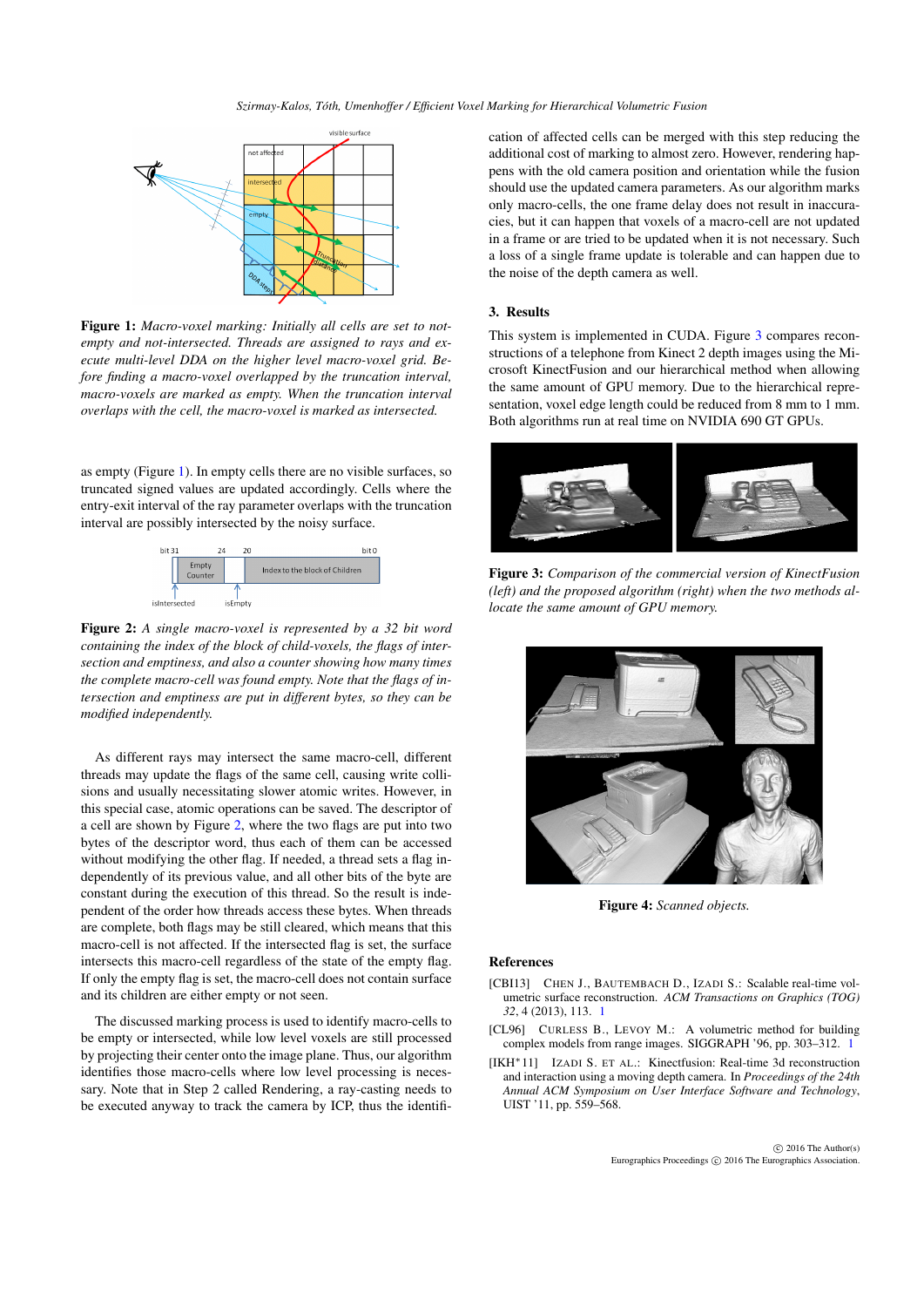not affected

intersected

empty

visible surface

truncation distance

DDA steps

**Figure 1:** *Macro-voxel marking: Initially all cells are set to not-empty and not-intersected. Threads are assigned to rays and execute multi-level DDA on the higher level macro-voxel grid. Before finding a macro-voxel overlapped by the truncation interval, macro-voxels are marked as empty. When the truncation interval overlaps with the cell, the macro-voxel is marked as intersected.*

as empty (Figure 1). In empty cells there are no visible surfaces, so truncated signed values are updated accordingly. Cells where the entry-exit interval of the ray parameter overlaps with the truncation interval are possibly intersected by the noisy surface.

bit 31 24 20 bit 0

Empty Counter

Index to the block of Children

isIntersected isEmpty

**Figure 2:** *A single macro-voxel is represented by a 32 bit word containing the index of the block of child-voxels, the flags of intersection and emptiness, and also a counter showing how many times the complete macro-cell was found empty. Note that the flags of intersection and emptiness are put in different bytes, so they can be modified independently.*

As different rays may intersect the same macro-cell, different threads may update the flags of the same cell, causing write collisions and usually necessitating slower atomic writes. However, in this special case, atomic operations can be saved. The descriptor of a cell are shown by Figure 2, where the two flags are put into two bytes of the descriptor word, thus each of them can be accessed without modifying the other flag. If needed, a thread sets a flag independently of its previous value, and all other bits of the byte are constant during the execution of this thread. So the result is independent of the order how threads access these bytes. When threads are complete, both flags may be still cleared, which means that this macro-cell is not affected. If the intersected flag is set, the surface intersects this macro-cell regardless of the state of the empty flag. If only the empty flag is set, the macro-cell does not contain surface and its children are either empty or not seen.

The discussed marking process is used to identify macro-cells to be empty or intersected, while low level voxels are still processed by projecting their center onto the image plane. Thus, our algorithm identifies those macro-cells where low level processing is necessary. Note that in Step 2 called Rendering, a ray-casting needs to be executed anyway to track the camera by ICP, thus the identification of affected cells can be merged with this step reducing the additional cost of marking to almost zero. However, rendering happens with the old camera position and orientation while the fusion should use the updated camera parameters. As our algorithm marks only macro-cells, the one frame delay does not result in inaccuracies, but it can happen that voxels of a macro-cell are not updated in a frame or are tried to be updated when it is not necessary. Such a loss of a single frame update is tolerable and can happen due to the noise of the depth camera as well.

## 3. Results

This system is implemented in CUDA. Figure 3 compares reconstructions of a telephone from Kinect 2 depth images using the Microsoft KinectFusion and our hierarchical method when allowing the same amount of GPU memory. Due to the hierarchical representation, voxel edge length could be reduced from 8 mm to 1 mm. Both algorithms run at real time on NVIDIA 690 GT GPUs.

**Figure 3:** *Comparison of the commercial version of KinectFusion (left) and the proposed algorithm (right) when the two methods allocate the same amount of GPU memory.*

**Figure 4:** *Scanned objects.*

## References

[CBI13] Chen J., Bautembach D., Izadi S.: Scalable real-time volumetric surface reconstruction. *ACM Transactions on Graphics (TOG) 32*, 4 (2013), 113. 1

[CL96] Curless B., Levoy M.: A volumetric method for building complex models from range images. SIGGRAPH '96, pp. 303–312. 1

[IKH*11] Izadi S. et al.: Kinectfusion: Real-time 3d reconstruction and interaction using a moving depth camera. In *Proceedings of the 24th Annual ACM Symposium on User Interface Software and Technology*, UIST '11, pp. 559–568.